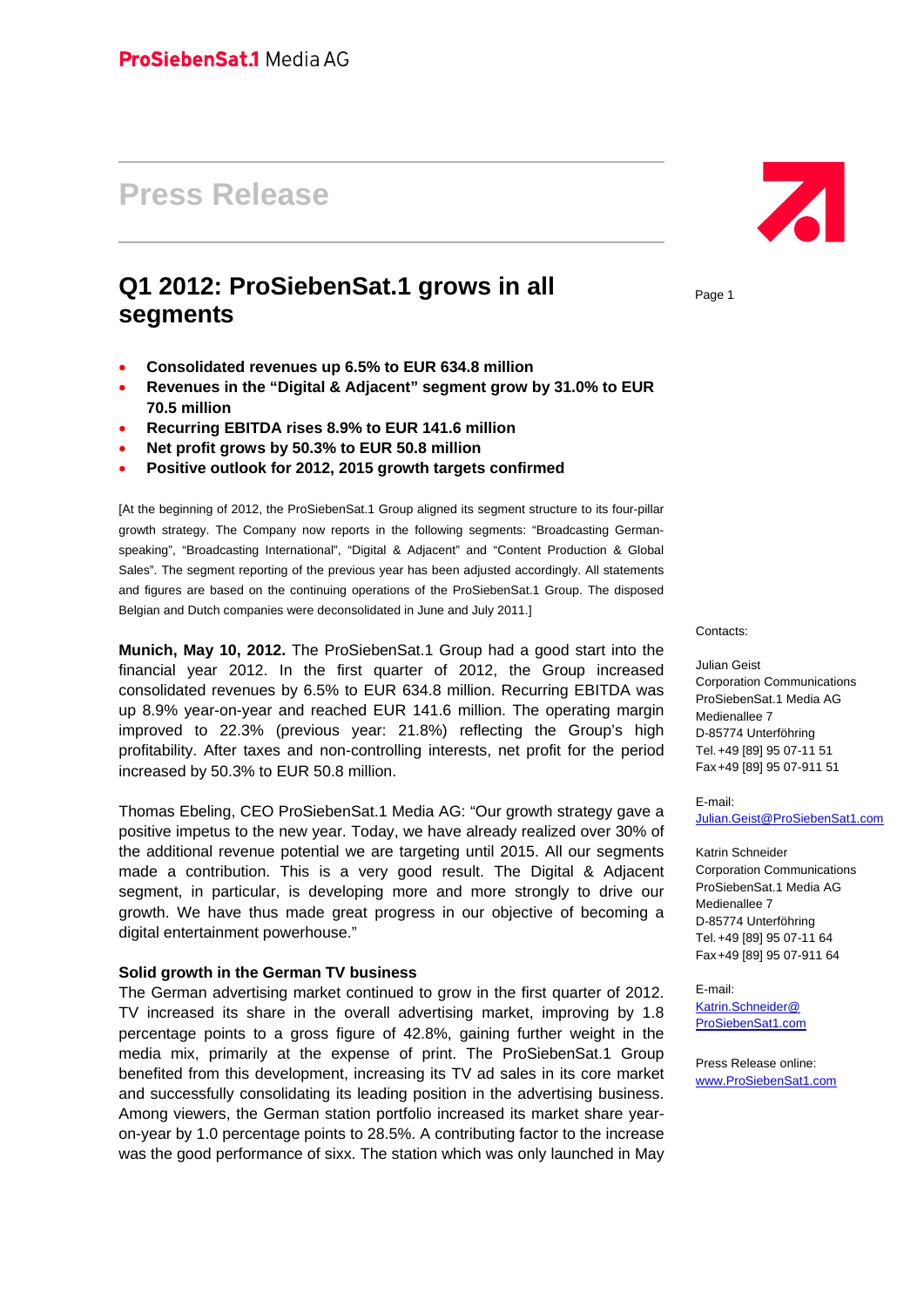ProSiebenSat.1 Media AG

# Press Release

## Q1 2012: ProSiebenSat.1 grows in all segments

- **Consolidated revenues up 6.5% to EUR 634.8 million**
- **Revenues in the "Digital & Adjacent" segment grow by 31.0% to EUR 70.5 million**
- **Recurring EBITDA rises 8.9% to EUR 141.6 million**
- **Net profit grows by 50.3% to EUR 50.8 million**
- **Positive outlook for 2012, 2015 growth targets confirmed**

[At the beginning of 2012, the ProSiebenSat.1 Group aligned its segment structure to its four-pillar growth strategy. The Company now reports in the following segments: "Broadcasting German-speaking", "Broadcasting International", "Digital & Adjacent" and "Content Production & Global Sales". The segment reporting of the previous year has been adjusted accordingly. All statements and figures are based on the continuing operations of the ProSiebenSat.1 Group. The disposed Belgian and Dutch companies were deconsolidated in June and July 2011.]

**Munich, May 10, 2012.** The ProSiebenSat.1 Group had a good start into the financial year 2012. In the first quarter of 2012, the Group increased consolidated revenues by 6.5% to EUR 634.8 million. Recurring EBITDA was up 8.9% year-on-year and reached EUR 141.6 million. The operating margin improved to 22.3% (previous year: 21.8%) reflecting the Group's high profitability. After taxes and non-controlling interests, net profit for the period increased by 50.3% to EUR 50.8 million.

Thomas Ebeling, CEO ProSiebenSat.1 Media AG: "Our growth strategy gave a positive impetus to the new year. Today, we have already realized over 30% of the additional revenue potential we are targeting until 2015. All our segments made a contribution. This is a very good result. The Digital & Adjacent segment, in particular, is developing more and more strongly to drive our growth. We have thus made great progress in our objective of becoming a digital entertainment powerhouse."

**Solid growth in the German TV business**

The German advertising market continued to grow in the first quarter of 2012. TV increased its share in the overall advertising market, improving by 1.8 percentage points to a gross figure of 42.8%, gaining further weight in the media mix, primarily at the expense of print. The ProSiebenSat.1 Group benefited from this development, increasing its TV ad sales in its core market and successfully consolidating its leading position in the advertising business. Among viewers, the German station portfolio increased its market share year-on-year by 1.0 percentage points to 28.5%. A contributing factor to the increase was the good performance of sixx. The station which was only launched in May

Contacts:

Julian Geist
Corporation Communications
ProSiebenSat.1 Media AG
Medienallee 7
D-85774 Unterföhring
Tel. +49 [89] 95 07-11 51
Fax +49 [89] 95 07-911 51

E-mail:
Julian.Geist@ProSiebenSat1.com

Katrin Schneider
Corporation Communications
ProSiebenSat.1 Media AG
Medienallee 7
D-85774 Unterföhring
Tel. +49 [89] 95 07-11 64
Fax +49 [89] 95 07-911 64

E-mail:
Katrin.Schneider@ProSiebenSat1.com

Press Release online:
www.ProSiebenSat1.com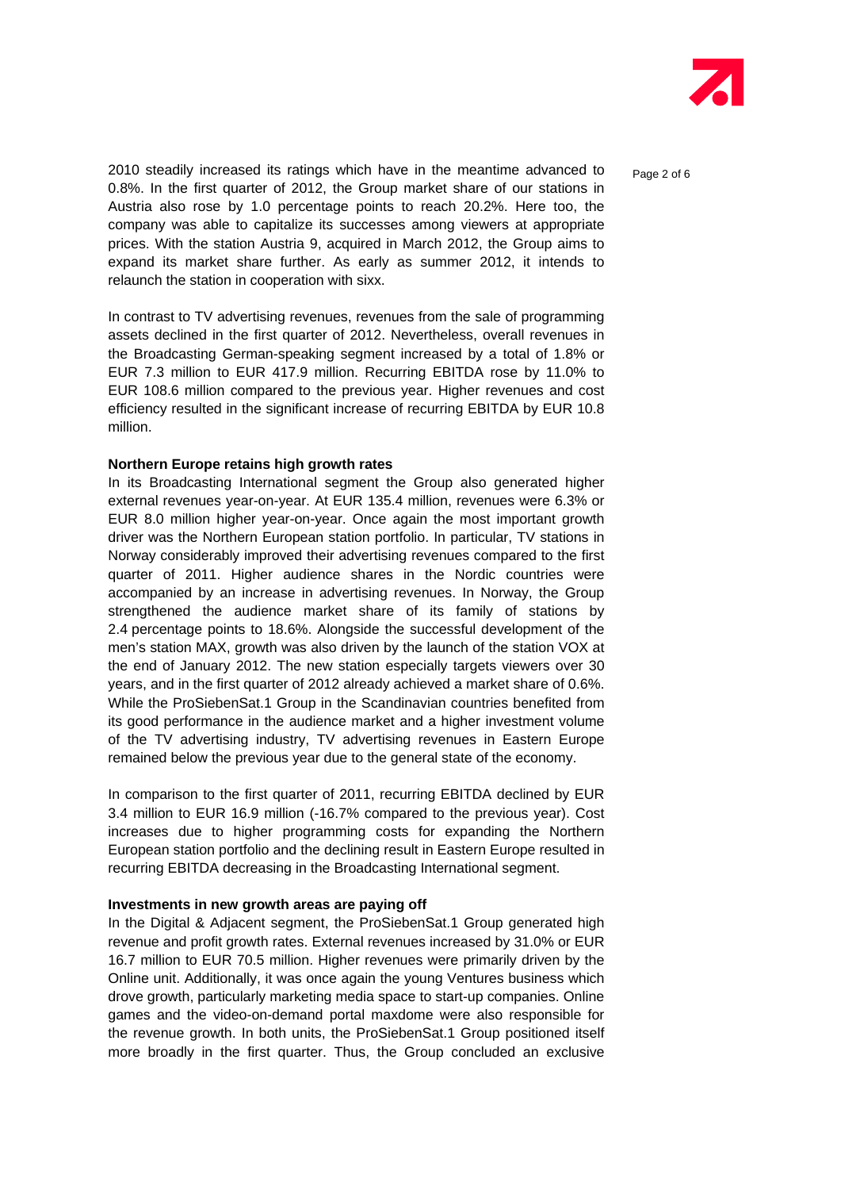2010 steadily increased its ratings which have in the meantime advanced to 0.8%. In the first quarter of 2012, the Group market share of our stations in Austria also rose by 1.0 percentage points to reach 20.2%. Here too, the company was able to capitalize its successes among viewers at appropriate prices. With the station Austria 9, acquired in March 2012, the Group aims to expand its market share further. As early as summer 2012, it intends to relaunch the station in cooperation with sixx.

In contrast to TV advertising revenues, revenues from the sale of programming assets declined in the first quarter of 2012. Nevertheless, overall revenues in the Broadcasting German-speaking segment increased by a total of 1.8% or EUR 7.3 million to EUR 417.9 million. Recurring EBITDA rose by 11.0% to EUR 108.6 million compared to the previous year. Higher revenues and cost efficiency resulted in the significant increase of recurring EBITDA by EUR 10.8 million.

**Northern Europe retains high growth rates**

In its Broadcasting International segment the Group also generated higher external revenues year-on-year. At EUR 135.4 million, revenues were 6.3% or EUR 8.0 million higher year-on-year. Once again the most important growth driver was the Northern European station portfolio. In particular, TV stations in Norway considerably improved their advertising revenues compared to the first quarter of 2011. Higher audience shares in the Nordic countries were accompanied by an increase in advertising revenues. In Norway, the Group strengthened the audience market share of its family of stations by 2.4 percentage points to 18.6%. Alongside the successful development of the men's station MAX, growth was also driven by the launch of the station VOX at the end of January 2012. The new station especially targets viewers over 30 years, and in the first quarter of 2012 already achieved a market share of 0.6%. While the ProSiebenSat.1 Group in the Scandinavian countries benefited from its good performance in the audience market and a higher investment volume of the TV advertising industry, TV advertising revenues in Eastern Europe remained below the previous year due to the general state of the economy.

In comparison to the first quarter of 2011, recurring EBITDA declined by EUR 3.4 million to EUR 16.9 million (-16.7% compared to the previous year). Cost increases due to higher programming costs for expanding the Northern European station portfolio and the declining result in Eastern Europe resulted in recurring EBITDA decreasing in the Broadcasting International segment.

**Investments in new growth areas are paying off**

In the Digital & Adjacent segment, the ProSiebenSat.1 Group generated high revenue and profit growth rates. External revenues increased by 31.0% or EUR 16.7 million to EUR 70.5 million. Higher revenues were primarily driven by the Online unit. Additionally, it was once again the young Ventures business which drove growth, particularly marketing media space to start-up companies. Online games and the video-on-demand portal maxdome were also responsible for the revenue growth. In both units, the ProSiebenSat.1 Group positioned itself more broadly in the first quarter. Thus, the Group concluded an exclusive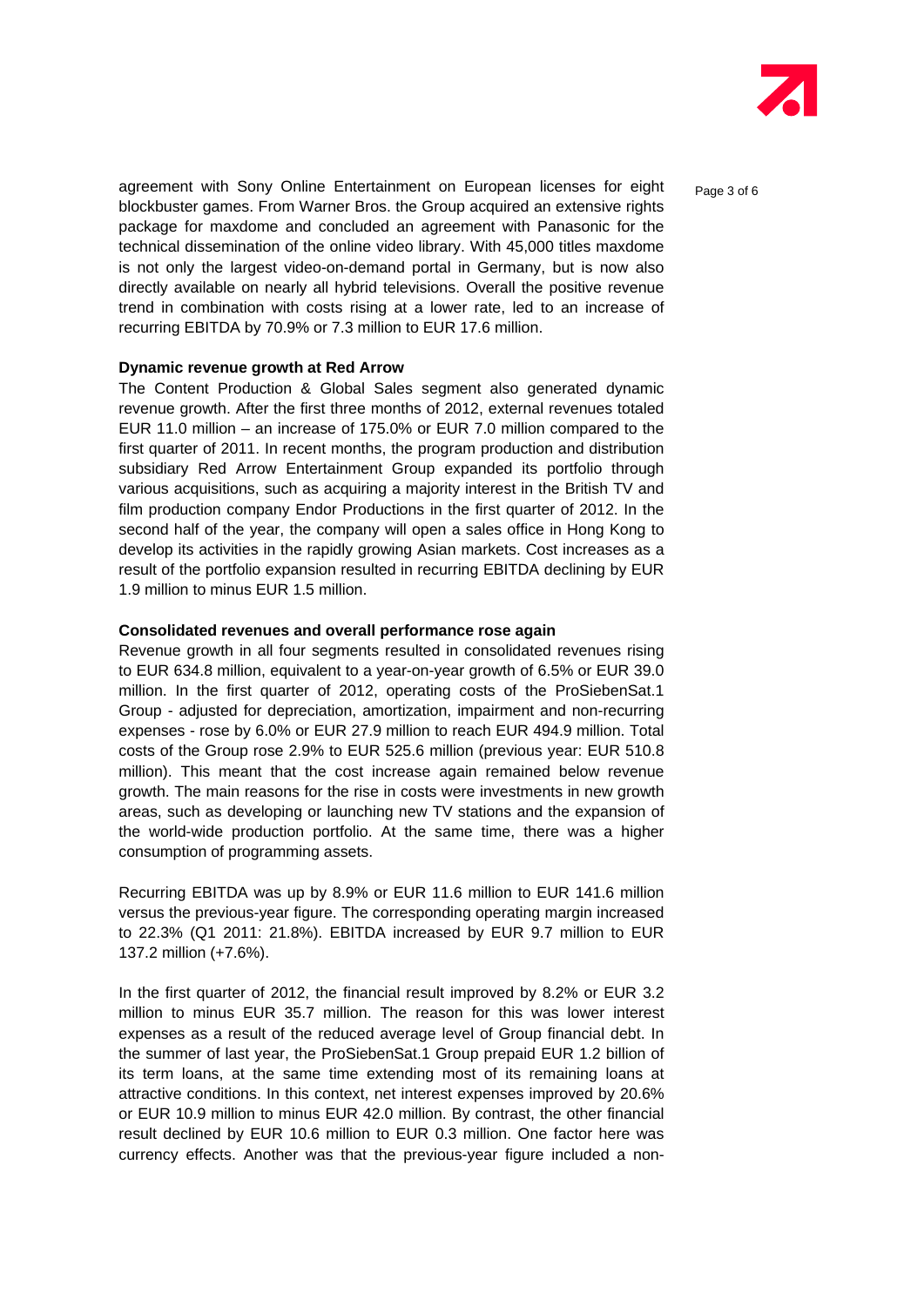agreement with Sony Online Entertainment on European licenses for eight blockbuster games. From Warner Bros. the Group acquired an extensive rights package for maxdome and concluded an agreement with Panasonic for the technical dissemination of the online video library. With 45,000 titles maxdome is not only the largest video-on-demand portal in Germany, but is now also directly available on nearly all hybrid televisions. Overall the positive revenue trend in combination with costs rising at a lower rate, led to an increase of recurring EBITDA by 70.9% or 7.3 million to EUR 17.6 million.

**Dynamic revenue growth at Red Arrow**

The Content Production & Global Sales segment also generated dynamic revenue growth. After the first three months of 2012, external revenues totaled EUR 11.0 million – an increase of 175.0% or EUR 7.0 million compared to the first quarter of 2011. In recent months, the program production and distribution subsidiary Red Arrow Entertainment Group expanded its portfolio through various acquisitions, such as acquiring a majority interest in the British TV and film production company Endor Productions in the first quarter of 2012. In the second half of the year, the company will open a sales office in Hong Kong to develop its activities in the rapidly growing Asian markets. Cost increases as a result of the portfolio expansion resulted in recurring EBITDA declining by EUR 1.9 million to minus EUR 1.5 million.

**Consolidated revenues and overall performance rose again**

Revenue growth in all four segments resulted in consolidated revenues rising to EUR 634.8 million, equivalent to a year-on-year growth of 6.5% or EUR 39.0 million. In the first quarter of 2012, operating costs of the ProSiebenSat.1 Group - adjusted for depreciation, amortization, impairment and non-recurring expenses - rose by 6.0% or EUR 27.9 million to reach EUR 494.9 million. Total costs of the Group rose 2.9% to EUR 525.6 million (previous year: EUR 510.8 million). This meant that the cost increase again remained below revenue growth. The main reasons for the rise in costs were investments in new growth areas, such as developing or launching new TV stations and the expansion of the world-wide production portfolio. At the same time, there was a higher consumption of programming assets.

Recurring EBITDA was up by 8.9% or EUR 11.6 million to EUR 141.6 million versus the previous-year figure. The corresponding operating margin increased to 22.3% (Q1 2011: 21.8%). EBITDA increased by EUR 9.7 million to EUR 137.2 million (+7.6%).

In the first quarter of 2012, the financial result improved by 8.2% or EUR 3.2 million to minus EUR 35.7 million. The reason for this was lower interest expenses as a result of the reduced average level of Group financial debt. In the summer of last year, the ProSiebenSat.1 Group prepaid EUR 1.2 billion of its term loans, at the same time extending most of its remaining loans at attractive conditions. In this context, net interest expenses improved by 20.6% or EUR 10.9 million to minus EUR 42.0 million. By contrast, the other financial result declined by EUR 10.6 million to EUR 0.3 million. One factor here was currency effects. Another was that the previous-year figure included a non-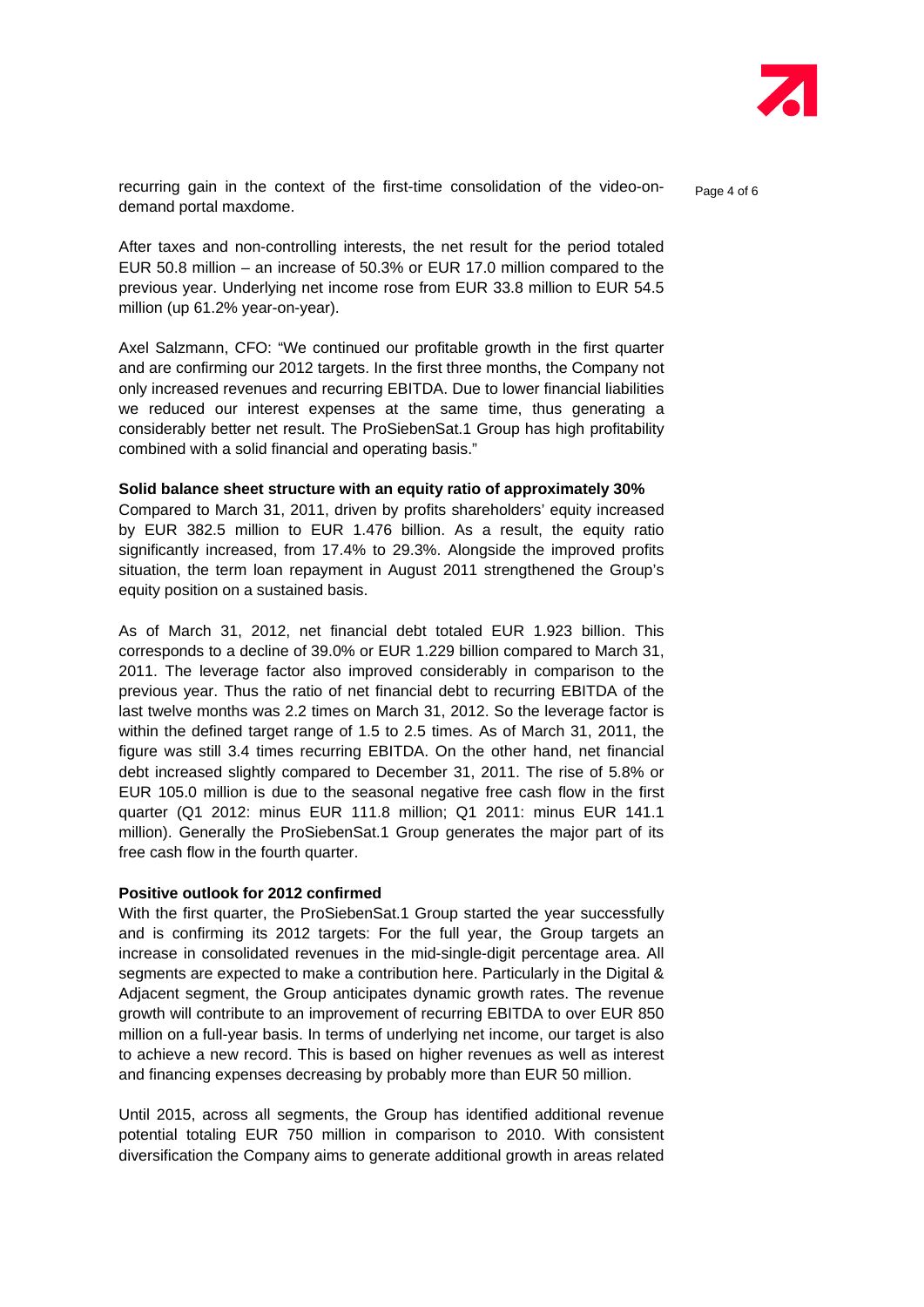recurring gain in the context of the first-time consolidation of the video-on-demand portal maxdome.

After taxes and non-controlling interests, the net result for the period totaled EUR 50.8 million – an increase of 50.3% or EUR 17.0 million compared to the previous year. Underlying net income rose from EUR 33.8 million to EUR 54.5 million (up 61.2% year-on-year).

Axel Salzmann, CFO: "We continued our profitable growth in the first quarter and are confirming our 2012 targets. In the first three months, the Company not only increased revenues and recurring EBITDA. Due to lower financial liabilities we reduced our interest expenses at the same time, thus generating a considerably better net result. The ProSiebenSat.1 Group has high profitability combined with a solid financial and operating basis."

**Solid balance sheet structure with an equity ratio of approximately 30%**

Compared to March 31, 2011, driven by profits shareholders' equity increased by EUR 382.5 million to EUR 1.476 billion. As a result, the equity ratio significantly increased, from 17.4% to 29.3%. Alongside the improved profits situation, the term loan repayment in August 2011 strengthened the Group's equity position on a sustained basis.

As of March 31, 2012, net financial debt totaled EUR 1.923 billion. This corresponds to a decline of 39.0% or EUR 1.229 billion compared to March 31, 2011. The leverage factor also improved considerably in comparison to the previous year. Thus the ratio of net financial debt to recurring EBITDA of the last twelve months was 2.2 times on March 31, 2012. So the leverage factor is within the defined target range of 1.5 to 2.5 times. As of March 31, 2011, the figure was still 3.4 times recurring EBITDA. On the other hand, net financial debt increased slightly compared to December 31, 2011. The rise of 5.8% or EUR 105.0 million is due to the seasonal negative free cash flow in the first quarter (Q1 2012: minus EUR 111.8 million; Q1 2011: minus EUR 141.1 million). Generally the ProSiebenSat.1 Group generates the major part of its free cash flow in the fourth quarter.

**Positive outlook for 2012 confirmed**

With the first quarter, the ProSiebenSat.1 Group started the year successfully and is confirming its 2012 targets: For the full year, the Group targets an increase in consolidated revenues in the mid-single-digit percentage area. All segments are expected to make a contribution here. Particularly in the Digital & Adjacent segment, the Group anticipates dynamic growth rates. The revenue growth will contribute to an improvement of recurring EBITDA to over EUR 850 million on a full-year basis. In terms of underlying net income, our target is also to achieve a new record. This is based on higher revenues as well as interest and financing expenses decreasing by probably more than EUR 50 million.

Until 2015, across all segments, the Group has identified additional revenue potential totaling EUR 750 million in comparison to 2010. With consistent diversification the Company aims to generate additional growth in areas related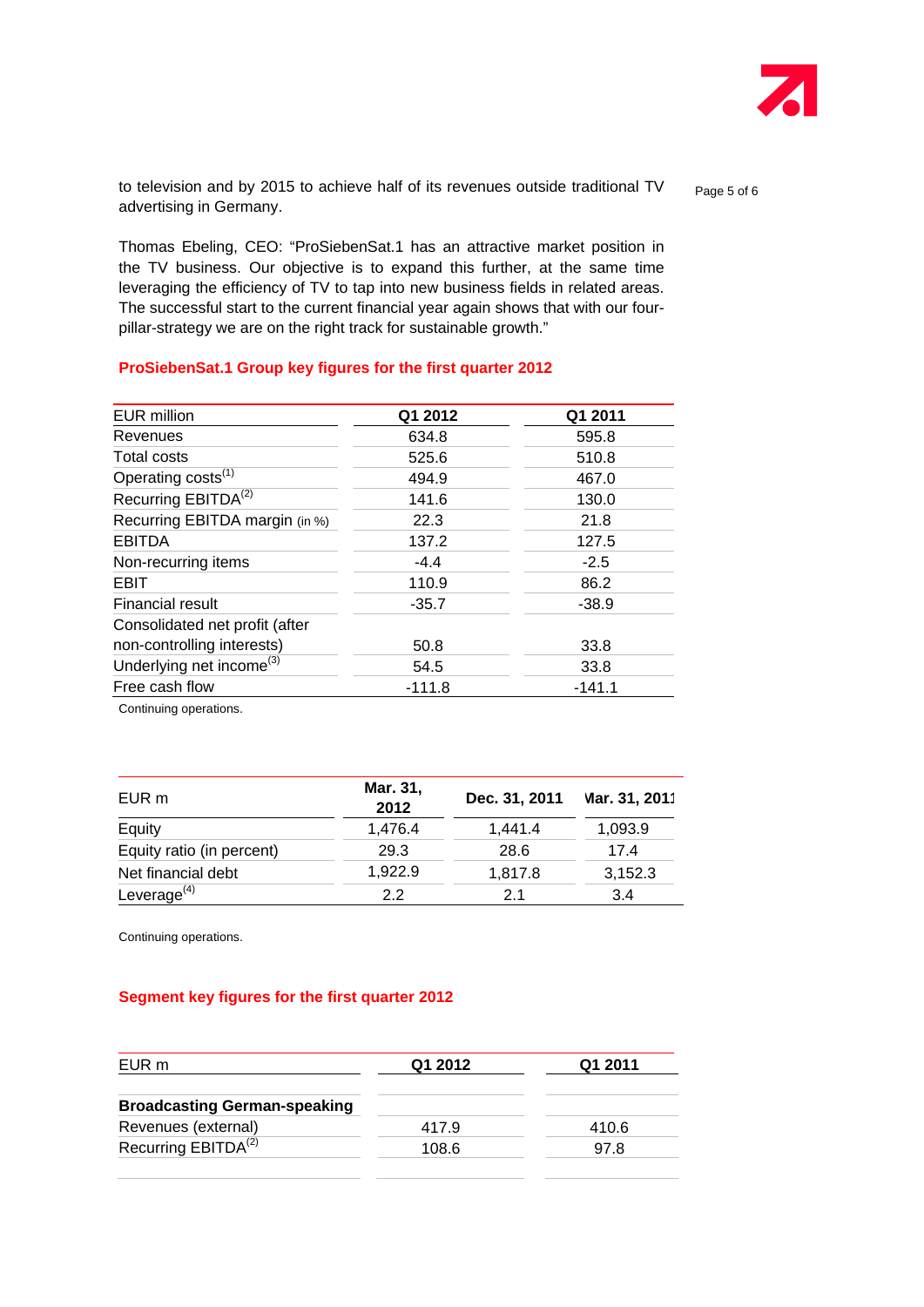to television and by 2015 to achieve half of its revenues outside traditional TV advertising in Germany.

Thomas Ebeling, CEO: "ProSiebenSat.1 has an attractive market position in the TV business. Our objective is to expand this further, at the same time leveraging the efficiency of TV to tap into new business fields in related areas. The successful start to the current financial year again shows that with our four-pillar-strategy we are on the right track for sustainable growth."

## ProSiebenSat.1 Group key figures for the first quarter 2012

| EUR million | Q1 2012 | Q1 2011 |
|---|---|---|
| Revenues | 634.8 | 595.8 |
| Total costs | 525.6 | 510.8 |
| Operating costs[1] | 494.9 | 467.0 |
| Recurring EBITDA[2] | 141.6 | 130.0 |
| Recurring EBITDA margin (in %) | 22.3 | 21.8 |
| EBITDA | 137.2 | 127.5 |
| Non-recurring items | -4.4 | -2.5 |
| EBIT | 110.9 | 86.2 |
| Financial result | -35.7 | -38.9 |
| Consolidated net profit (after non-controlling interests) | 50.8 | 33.8 |
| Underlying net income[3] | 54.5 | 33.8 |
| Free cash flow | -111.8 | -141.1 |

Continuing operations.

| EUR m | Mar. 31, 2012 | Dec. 31, 2011 | Mar. 31, 2011 |
|---|---|---|---|
| Equity | 1,476.4 | 1,441.4 | 1,093.9 |
| Equity ratio (in percent) | 29.3 | 28.6 | 17.4 |
| Net financial debt | 1,922.9 | 1,817.8 | 3,152.3 |
| Leverage[4] | 2.2 | 2.1 | 3.4 |

Continuing operations.

## Segment key figures for the first quarter 2012

| EUR m | Q1 2012 | Q1 2011 |
|---|---|---|
| **Broadcasting German-speaking** | | |
| Revenues (external) | 417.9 | 410.6 |
| Recurring EBITDA[2] | 108.6 | 97.8 |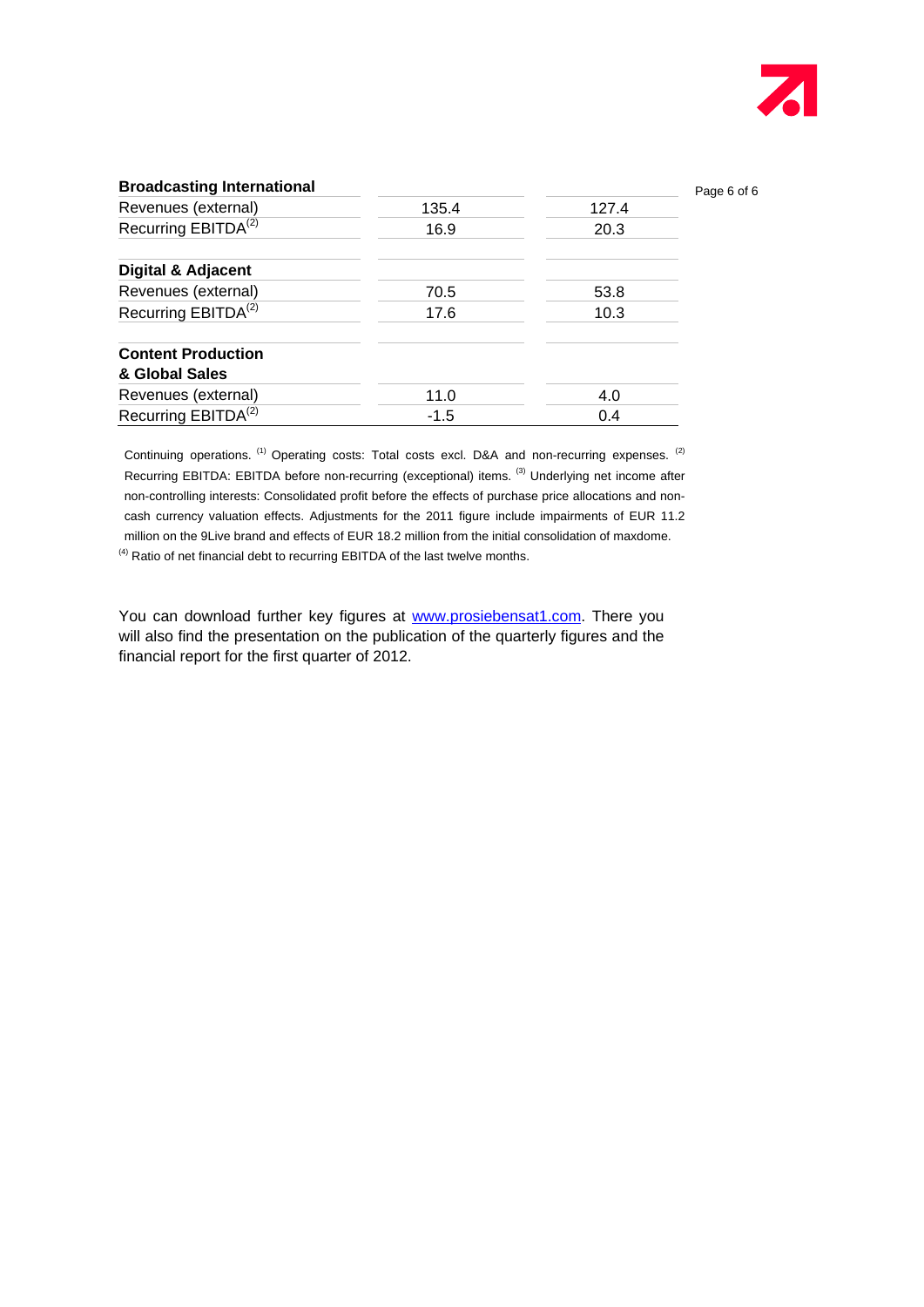| | | |
|---|---|---|
| **Broadcasting International** | | |
| Revenues (external) | 135.4 | 127.4 |
| Recurring EBITDA[(2)] | 16.9 | 20.3 |
| | | |
| **Digital & Adjacent** | | |
| Revenues (external) | 70.5 | 53.8 |
| Recurring EBITDA[(2)] | 17.6 | 10.3 |
| | | |
| **Content Production & Global Sales** | | |
| Revenues (external) | 11.0 | 4.0 |
| Recurring EBITDA[(2)] | -1.5 | 0.4 |

Continuing operations. [(1)] Operating costs: Total costs excl. D&A and non-recurring expenses. [(2)] Recurring EBITDA: EBITDA before non-recurring (exceptional) items. [(3)] Underlying net income after non-controlling interests: Consolidated profit before the effects of purchase price allocations and non-cash currency valuation effects. Adjustments for the 2011 figure include impairments of EUR 11.2 million on the 9Live brand and effects of EUR 18.2 million from the initial consolidation of maxdome.
[(4)] Ratio of net financial debt to recurring EBITDA of the last twelve months.

You can download further key figures at www.prosiebensat1.com. There you will also find the presentation on the publication of the quarterly figures and the financial report for the first quarter of 2012.